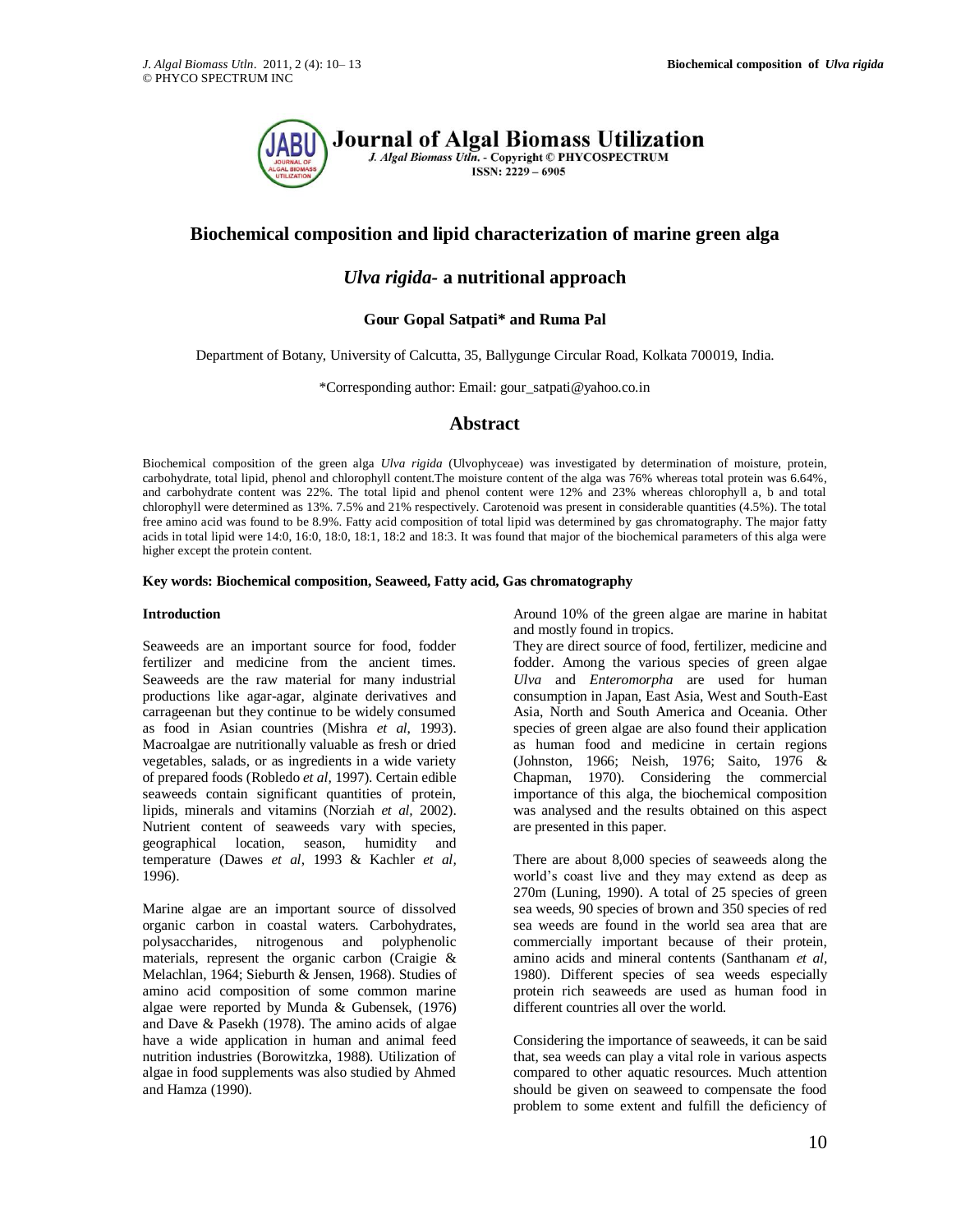# Biochemical composition and lipid characterization of marine green alga

## *Ulva rigida*- a nutritional approach

**Gour Gopal Satpati\* and Ruma Pal**

Department of Botany, University of Calcutta, 35, Ballygunge Circular Road, Kolkata 700019, India.

\*Corresponding author: Email: gour_satpati@yahoo.co.in

## Abstract

Biochemical composition of the green alga *Ulva rigida* (Ulvophyceae) was investigated by determination of moisture, protein, carbohydrate, total lipid, phenol and chlorophyll content.The moisture content of the alga was 76% whereas total protein was 6.64%, and carbohydrate content was 22%. The total lipid and phenol content were 12% and 23% whereas chlorophyll a, b and total chlorophyll were determined as 13%. 7.5% and 21% respectively. Carotenoid was present in considerable quantities (4.5%). The total free amino acid was found to be 8.9%. Fatty acid composition of total lipid was determined by gas chromatography. The major fatty acids in total lipid were 14:0, 16:0, 18:0, 18:1, 18:2 and 18:3. It was found that major of the biochemical parameters of this alga were higher except the protein content.

**Key words: Biochemical composition, Seaweed, Fatty acid, Gas chromatography**

### Introduction

Seaweeds are an important source for food, fodder fertilizer and medicine from the ancient times. Seaweeds are the raw material for many industrial productions like agar-agar, alginate derivatives and carrageenan but they continue to be widely consumed as food in Asian countries (Mishra *et al*, 1993). Macroalgae are nutritionally valuable as fresh or dried vegetables, salads, or as ingredients in a wide variety of prepared foods (Robledo *et al*, 1997). Certain edible seaweeds contain significant quantities of protein, lipids, minerals and vitamins (Norziah *et al*, 2002). Nutrient content of seaweeds vary with species, geographical location, season, humidity and temperature (Dawes *et al*, 1993 & Kachler *et al*, 1996).

Marine algae are an important source of dissolved organic carbon in coastal waters. Carbohydrates, polysaccharides, nitrogenous and polyphenolic materials, represent the organic carbon (Craigie & Melachlan, 1964; Sieburth & Jensen, 1968). Studies of amino acid composition of some common marine algae were reported by Munda & Gubensek, (1976) and Dave & Pasekh (1978). The amino acids of algae have a wide application in human and animal feed nutrition industries (Borowitzka, 1988). Utilization of algae in food supplements was also studied by Ahmed and Hamza (1990).

Around 10% of the green algae are marine in habitat and mostly found in tropics.

They are direct source of food, fertilizer, medicine and fodder. Among the various species of green algae *Ulva* and *Enteromorpha* are used for human consumption in Japan, East Asia, West and South-East Asia, North and South America and Oceania. Other species of green algae are also found their application as human food and medicine in certain regions (Johnston, 1966; Neish, 1976; Saito, 1976 & Chapman, 1970). Considering the commercial importance of this alga, the biochemical composition was analysed and the results obtained on this aspect are presented in this paper.

There are about 8,000 species of seaweeds along the world's coast live and they may extend as deep as 270m (Luning, 1990). A total of 25 species of green sea weeds, 90 species of brown and 350 species of red sea weeds are found in the world sea area that are commercially important because of their protein, amino acids and mineral contents (Santhanam *et al*, 1980). Different species of sea weeds especially protein rich seaweeds are used as human food in different countries all over the world.

Considering the importance of seaweeds, it can be said that, sea weeds can play a vital role in various aspects compared to other aquatic resources. Much attention should be given on seaweed to compensate the food problem to some extent and fulfill the deficiency of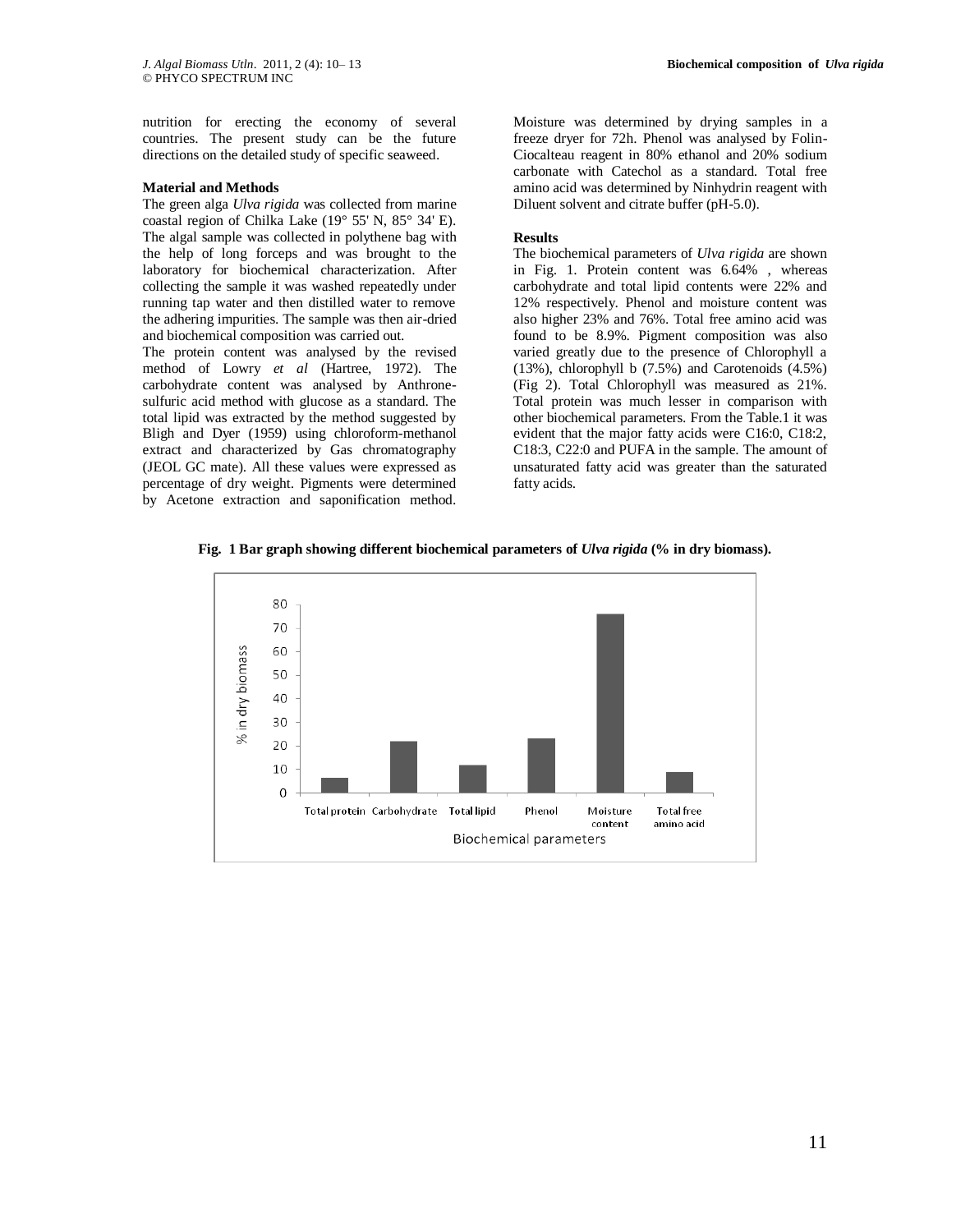nutrition for erecting the economy of several countries. The present study can be the future directions on the detailed study of specific seaweed.

## Material and Methods

The green alga *Ulva rigida* was collected from marine coastal region of Chilka Lake (19° 55' N, 85° 34' E). The algal sample was collected in polythene bag with the help of long forceps and was brought to the laboratory for biochemical characterization. After collecting the sample it was washed repeatedly under running tap water and then distilled water to remove the adhering impurities. The sample was then air-dried and biochemical composition was carried out.

The protein content was analysed by the revised method of Lowry *et al* (Hartree, 1972). The carbohydrate content was analysed by Anthrone-sulfuric acid method with glucose as a standard. The total lipid was extracted by the method suggested by Bligh and Dyer (1959) using chloroform-methanol extract and characterized by Gas chromatography (JEOL GC mate). All these values were expressed as percentage of dry weight. Pigments were determined by Acetone extraction and saponification method. Moisture was determined by drying samples in a freeze dryer for 72h. Phenol was analysed by Folin-Ciocalteau reagent in 80% ethanol and 20% sodium carbonate with Catechol as a standard. Total free amino acid was determined by Ninhydrin reagent with Diluent solvent and citrate buffer (pH-5.0).

## Results

The biochemical parameters of *Ulva rigida* are shown in Fig. 1. Protein content was 6.64% , whereas carbohydrate and total lipid contents were 22% and 12% respectively. Phenol and moisture content was also higher 23% and 76%. Total free amino acid was found to be 8.9%. Pigment composition was also varied greatly due to the presence of Chlorophyll a (13%), chlorophyll b (7.5%) and Carotenoids (4.5%) (Fig 2). Total Chlorophyll was measured as 21%. Total protein was much lesser in comparison with other biochemical parameters. From the Table.1 it was evident that the major fatty acids were C16:0, C18:2, C18:3, C22:0 and PUFA in the sample. The amount of unsaturated fatty acid was greater than the saturated fatty acids.

**Fig. 1 Bar graph showing different biochemical parameters of *Ulva rigida* (% in dry biomass).**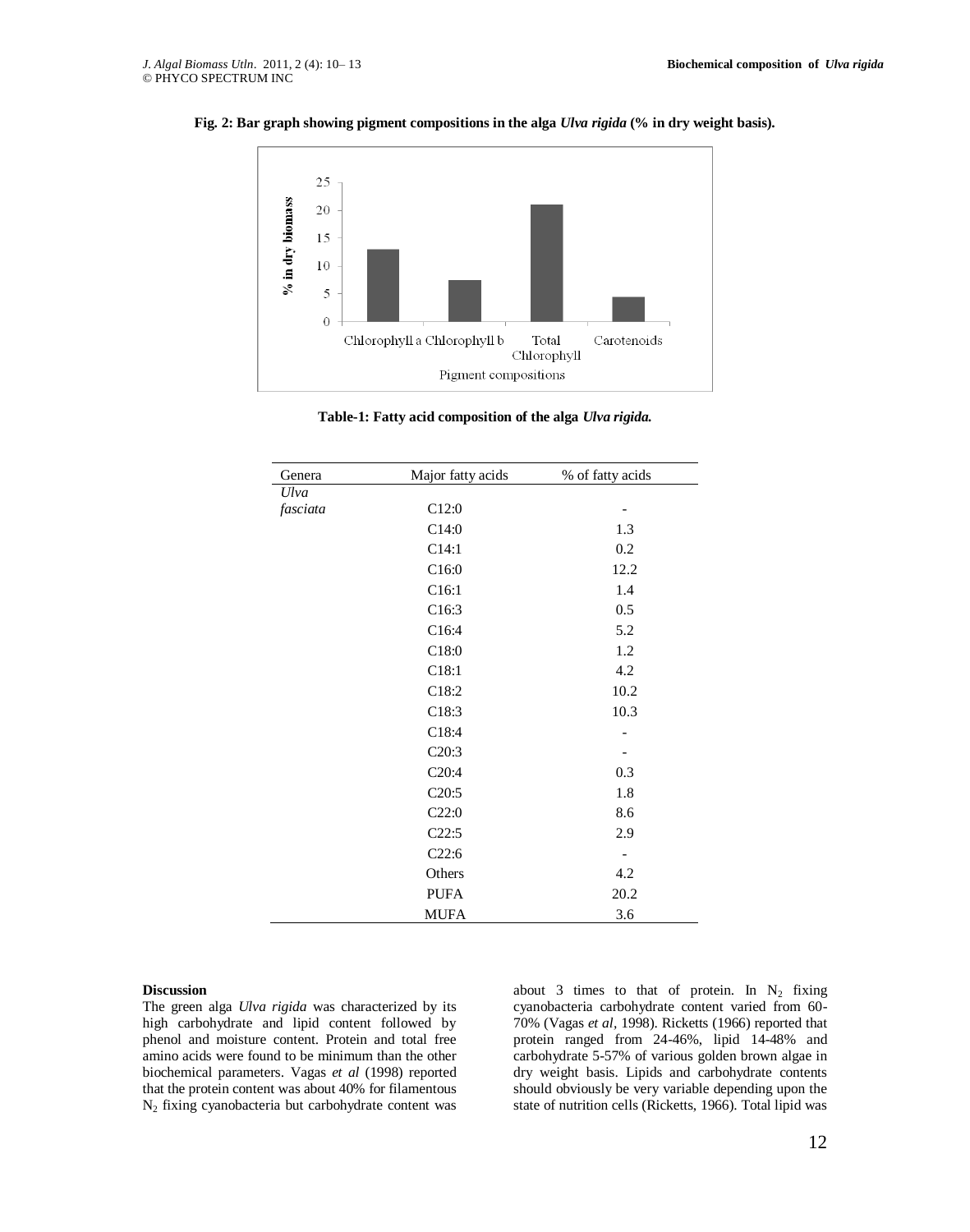**Fig. 2: Bar graph showing pigment compositions in the alga *Ulva rigida* (% in dry weight basis).**

**Table-1: Fatty acid composition of the alga *Ulva rigida.***

| Genera | Major fatty acids | % of fatty acids |
|---|---|---|
| *Ulva fasciata* | C12:0 | - |
| | C14:0 | 1.3 |
| | C14:1 | 0.2 |
| | C16:0 | 12.2 |
| | C16:1 | 1.4 |
| | C16:3 | 0.5 |
| | C16:4 | 5.2 |
| | C18:0 | 1.2 |
| | C18:1 | 4.2 |
| | C18:2 | 10.2 |
| | C18:3 | 10.3 |
| | C18:4 | - |
| | C20:3 | - |
| | C20:4 | 0.3 |
| | C20:5 | 1.8 |
| | C22:0 | 8.6 |
| | C22:5 | 2.9 |
| | C22:6 | - |
| | Others | 4.2 |
| | PUFA | 20.2 |
| | MUFA | 3.6 |

**Discussion**

The green alga *Ulva rigida* was characterized by its high carbohydrate and lipid content followed by phenol and moisture content. Protein and total free amino acids were found to be minimum than the other biochemical parameters. Vagas *et al* (1998) reported that the protein content was about 40% for filamentous $N_2$ fixing cyanobacteria but carbohydrate content was about 3 times to that of protein. In $N_2$ fixing cyanobacteria carbohydrate content varied from 60-70% (Vagas *et al*, 1998). Ricketts (1966) reported that protein ranged from 24-46%, lipid 14-48% and carbohydrate 5-57% of various golden brown algae in dry weight basis. Lipids and carbohydrate contents should obviously be very variable depending upon the state of nutrition cells (Ricketts, 1966). Total lipid was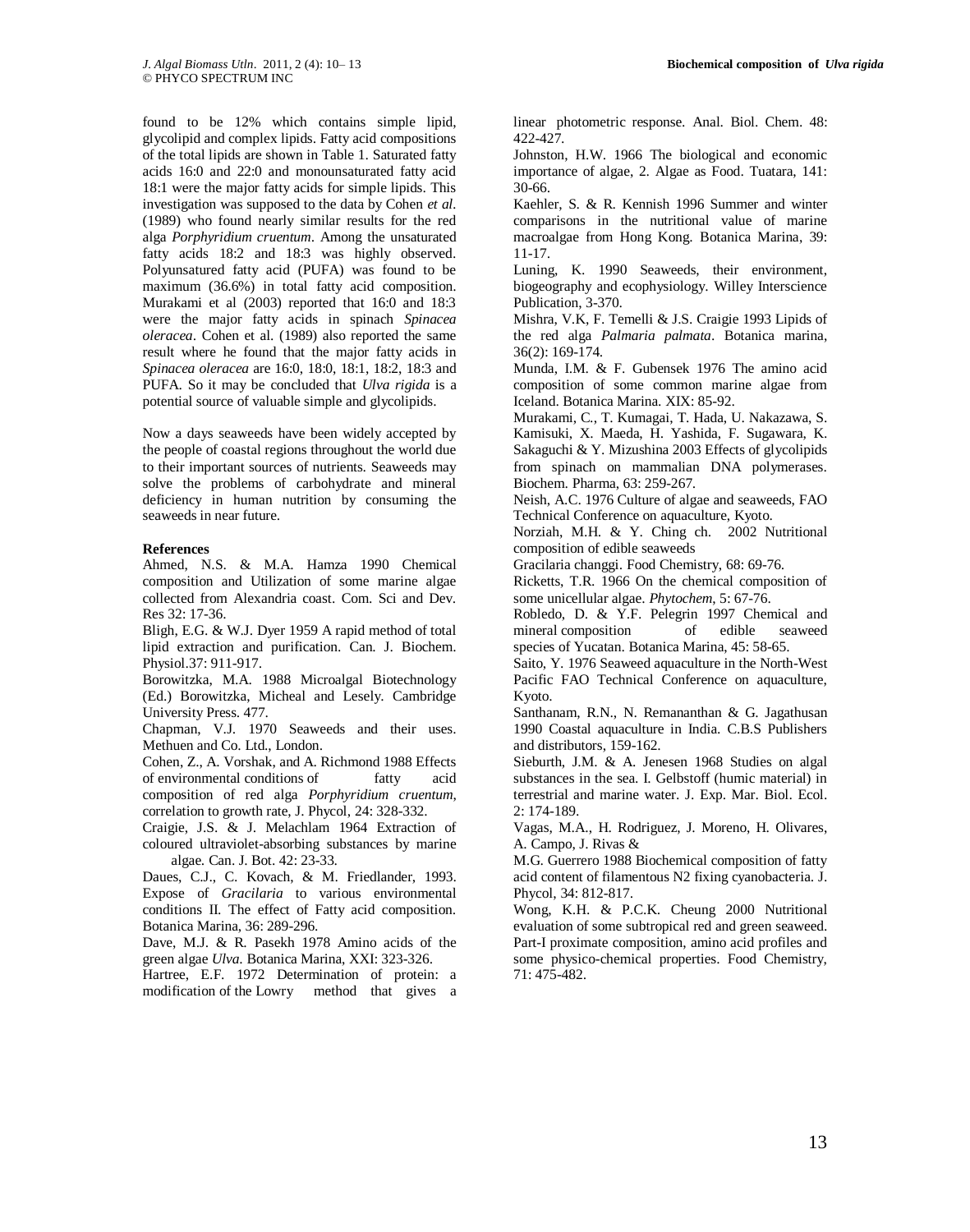found to be 12% which contains simple lipid, glycolipid and complex lipids. Fatty acid compositions of the total lipids are shown in Table 1. Saturated fatty acids 16:0 and 22:0 and monounsaturated fatty acid 18:1 were the major fatty acids for simple lipids. This investigation was supposed to the data by Cohen *et al*. (1989) who found nearly similar results for the red alga *Porphyridium cruentum*. Among the unsaturated fatty acids 18:2 and 18:3 was highly observed. Polyunsatured fatty acid (PUFA) was found to be maximum (36.6%) in total fatty acid composition. Murakami et al (2003) reported that 16:0 and 18:3 were the major fatty acids in spinach *Spinacea oleracea*. Cohen et al. (1989) also reported the same result where he found that the major fatty acids in *Spinacea oleracea* are 16:0, 18:0, 18:1, 18:2, 18:3 and PUFA. So it may be concluded that *Ulva rigida* is a potential source of valuable simple and glycolipids.

Now a days seaweeds have been widely accepted by the people of coastal regions throughout the world due to their important sources of nutrients. Seaweeds may solve the problems of carbohydrate and mineral deficiency in human nutrition by consuming the seaweeds in near future.

**References**

Ahmed, N.S. & M.A. Hamza 1990 Chemical composition and Utilization of some marine algae collected from Alexandria coast. Com. Sci and Dev. Res 32: 17-36.

Bligh, E.G. & W.J. Dyer 1959 A rapid method of total lipid extraction and purification. Can. J. Biochem. Physiol.37: 911-917.

Borowitzka, M.A. 1988 Microalgal Biotechnology (Ed.) Borowitzka, Micheal and Lesely. Cambridge University Press. 477.

Chapman, V.J. 1970 Seaweeds and their uses. Methuen and Co. Ltd., London.

Cohen, Z., A. Vorshak, and A. Richmond 1988 Effects of environmental conditions of fatty acid composition of red alga *Porphyridium cruentum*, correlation to growth rate, J. Phycol, 24: 328-332.

Craigie, J.S. & J. Melachlam 1964 Extraction of coloured ultraviolet-absorbing substances by marine algae. Can. J. Bot. 42: 23-33.

Daues, C.J., C. Kovach, & M. Friedlander, 1993. Expose of *Gracilaria* to various environmental conditions II. The effect of Fatty acid composition. Botanica Marina, 36: 289-296.

Dave, M.J. & R. Pasekh 1978 Amino acids of the green algae *Ulva*. Botanica Marina, XXI: 323-326.

Hartree, E.F. 1972 Determination of protein: a modification of the Lowry method that gives a linear photometric response. Anal. Biol. Chem. 48: 422-427.

Johnston, H.W. 1966 The biological and economic importance of algae, 2. Algae as Food. Tuatara, 141: 30-66.

Kaehler, S. & R. Kennish 1996 Summer and winter comparisons in the nutritional value of marine macroalgae from Hong Kong. Botanica Marina, 39: 11-17.

Luning, K. 1990 Seaweeds, their environment, biogeography and ecophysiology. Willey Interscience Publication, 3-370.

Mishra, V.K, F. Temelli & J.S. Craigie 1993 Lipids of the red alga *Palmaria palmata*. Botanica marina, 36(2): 169-174.

Munda, I.M. & F. Gubensek 1976 The amino acid composition of some common marine algae from Iceland. Botanica Marina. XIX: 85-92.

Murakami, C., T. Kumagai, T. Hada, U. Nakazawa, S. Kamisuki, X. Maeda, H. Yashida, F. Sugawara, K. Sakaguchi & Y. Mizushina 2003 Effects of glycolipids from spinach on mammalian DNA polymerases. Biochem. Pharma, 63: 259-267.

Neish, A.C. 1976 Culture of algae and seaweeds, FAO Technical Conference on aquaculture, Kyoto.

Norziah, M.H. & Y. Ching ch. 2002 Nutritional composition of edible seaweeds Gracilaria changgi. Food Chemistry, 68: 69-76.

Ricketts, T.R. 1966 On the chemical composition of some unicellular algae. *Phytochem*, 5: 67-76.

Robledo, D. & Y.F. Pelegrin 1997 Chemical and mineral composition of edible seaweed species of Yucatan. Botanica Marina, 45: 58-65.

Saito, Y. 1976 Seaweed aquaculture in the North-West Pacific FAO Technical Conference on aquaculture, Kyoto.

Santhanam, R.N., N. Remananthan & G. Jagathusan 1990 Coastal aquaculture in India. C.B.S Publishers and distributors, 159-162.

Sieburth, J.M. & A. Jenesen 1968 Studies on algal substances in the sea. I. Gelbstoff (humic material) in terrestrial and marine water. J. Exp. Mar. Biol. Ecol. 2: 174-189.

Vagas, M.A., H. Rodriguez, J. Moreno, H. Olivares, A. Campo, J. Rivas & M.G. Guerrero 1988 Biochemical composition of fatty acid content of filamentous N2 fixing cyanobacteria. J. Phycol, 34: 812-817.

Wong, K.H. & P.C.K. Cheung 2000 Nutritional evaluation of some subtropical red and green seaweed. Part-I proximate composition, amino acid profiles and some physico-chemical properties. Food Chemistry, 71: 475-482.